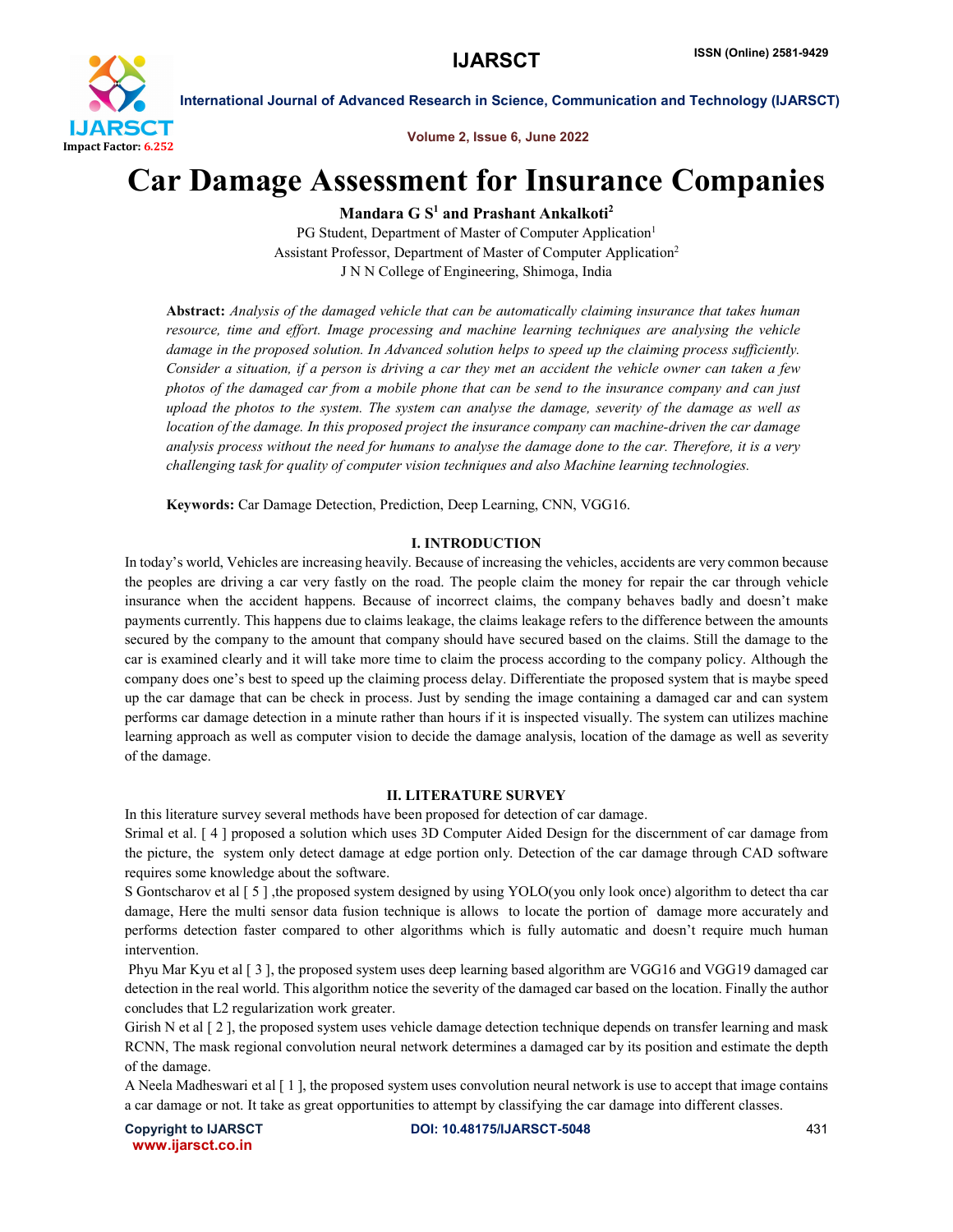# Car Damage Assessment for Insurance Companies

**Mandara G S[1] and Prashant Ankalkoti[2]**

PG Student, Department of Master of Computer Application[1]

Assistant Professor, Department of Master of Computer Application[2]

J N N College of Engineering, Shimoga, India

**Abstract:** *Analysis of the damaged vehicle that can be automatically claiming insurance that takes human resource, time and effort. Image processing and machine learning techniques are analysing the vehicle damage in the proposed solution. In Advanced solution helps to speed up the claiming process sufficiently. Consider a situation, if a person is driving a car they met an accident the vehicle owner can taken a few photos of the damaged car from a mobile phone that can be send to the insurance company and can just upload the photos to the system. The system can analyse the damage, severity of the damage as well as location of the damage. In this proposed project the insurance company can machine-driven the car damage analysis process without the need for humans to analyse the damage done to the car. Therefore, it is a very challenging task for quality of computer vision techniques and also Machine learning technologies.*

**Keywords:** Car Damage Detection, Prediction, Deep Learning, CNN, VGG16.

## I. INTRODUCTION

In today's world, Vehicles are increasing heavily. Because of increasing the vehicles, accidents are very common because the peoples are driving a car very fastly on the road. The people claim the money for repair the car through vehicle insurance when the accident happens. Because of incorrect claims, the company behaves badly and doesn't make payments currently. This happens due to claims leakage, the claims leakage refers to the difference between the amounts secured by the company to the amount that company should have secured based on the claims. Still the damage to the car is examined clearly and it will take more time to claim the process according to the company policy. Although the company does one's best to speed up the claiming process delay. Differentiate the proposed system that is maybe speed up the car damage that can be check in process. Just by sending the image containing a damaged car and can system performs car damage detection in a minute rather than hours if it is inspected visually. The system can utilizes machine learning approach as well as computer vision to decide the damage analysis, location of the damage as well as severity of the damage.

## II. LITERATURE SURVEY

In this literature survey several methods have been proposed for detection of car damage.

Srimal et al. [ 4 ] proposed a solution which uses 3D Computer Aided Design for the discernment of car damage from the picture, the system only detect damage at edge portion only. Detection of the car damage through CAD software requires some knowledge about the software.

S Gontscharov et al [ 5 ] ,the proposed system designed by using YOLO(you only look once) algorithm to detect tha car damage, Here the multi sensor data fusion technique is allows to locate the portion of damage more accurately and performs detection faster compared to other algorithms which is fully automatic and doesn't require much human intervention.

Phyu Mar Kyu et al [ 3 ], the proposed system uses deep learning based algorithm are VGG16 and VGG19 damaged car detection in the real world. This algorithm notice the severity of the damaged car based on the location. Finally the author concludes that L2 regularization work greater.

Girish N et al [ 2 ], the proposed system uses vehicle damage detection technique depends on transfer learning and mask RCNN, The mask regional convolution neural network determines a damaged car by its position and estimate the depth of the damage.

A Neela Madheswari et al [ 1 ], the proposed system uses convolution neural network is use to accept that image contains a car damage or not. It take as great opportunities to attempt by classifying the car damage into different classes.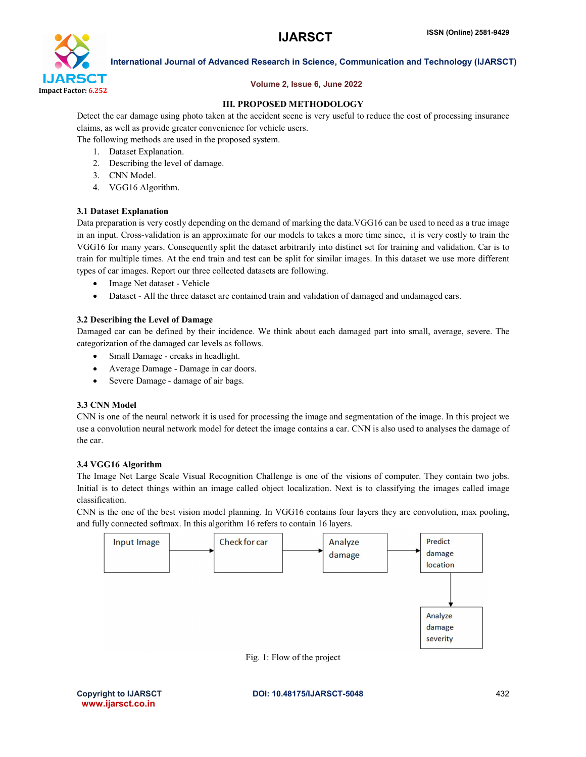## III. PROPOSED METHODOLOGY

Detect the car damage using photo taken at the accident scene is very useful to reduce the cost of processing insurance claims, as well as provide greater convenience for vehicle users.

The following methods are used in the proposed system.

1. Dataset Explanation.
2. Describing the level of damage.
3. CNN Model.
4. VGG16 Algorithm.

### 3.1 Dataset Explanation

Data preparation is very costly depending on the demand of marking the data.VGG16 can be used to need as a true image in an input. Cross-validation is an approximate for our models to takes a more time since, it is very costly to train the VGG16 for many years. Consequently split the dataset arbitrarily into distinct set for training and validation. Car is to train for multiple times. At the end train and test can be split for similar images. In this dataset we use more different types of car images. Report our three collected datasets are following.

- Image Net dataset - Vehicle
- Dataset - All the three dataset are contained train and validation of damaged and undamaged cars.

### 3.2 Describing the Level of Damage

Damaged car can be defined by their incidence. We think about each damaged part into small, average, severe. The categorization of the damaged car levels as follows.

- Small Damage - creaks in headlight.
- Average Damage - Damage in car doors.
- Severe Damage - damage of air bags.

### 3.3 CNN Model

CNN is one of the neural network it is used for processing the image and segmentation of the image. In this project we use a convolution neural network model for detect the image contains a car. CNN is also used to analyses the damage of the car.

### 3.4 VGG16 Algorithm

The Image Net Large Scale Visual Recognition Challenge is one of the visions of computer. They contain two jobs. Initial is to detect things within an image called object localization. Next is to classifying the images called image classification.

CNN is the one of the best vision model planning. In VGG16 contains four layers they are convolution, max pooling, and fully connected softmax. In this algorithm 16 refers to contain 16 layers.

Input Image → Check for car → Analyze damage → Predict damage location → Analyze damage severity

Fig. 1: Flow of the project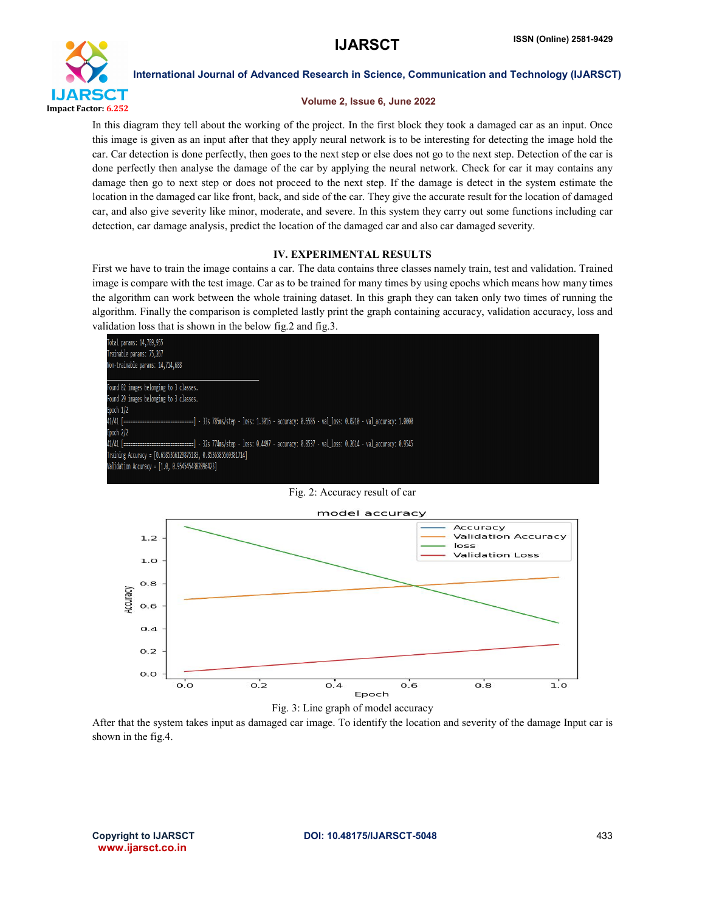In this diagram they tell about the working of the project. In the first block they took a damaged car as an input. Once this image is given as an input after that they apply neural network is to be interesting for detecting the image hold the car. Car detection is done perfectly, then goes to the next step or else does not go to the next step. Detection of the car is done perfectly then analyse the damage of the car by applying the neural network. Check for car it may contains any damage then go to next step or does not proceed to the next step. If the damage is detect in the system estimate the location in the damaged car like front, back, and side of the car. They give the accurate result for the location of damaged car, and also give severity like minor, moderate, and severe. In this system they carry out some functions including car detection, car damage analysis, predict the location of the damaged car and also car damaged severity.

## IV. EXPERIMENTAL RESULTS

First we have to train the image contains a car. The data contains three classes namely train, test and validation. Trained image is compare with the test image. Car as to be trained for many times by using epochs which means how many times the algorithm can work between the whole training dataset. In this graph they can taken only two times of running the algorithm. Finally the comparison is completed lastly print the graph containing accuracy, validation accuracy, loss and validation loss that is shown in the below fig.2 and fig.3.

```
Total params: 14,789,955
Trainable params: 75,267
Non-trainable params: 14,714,688
_________________________________________________________________
Found 82 images belonging to 3 classes.
Found 29 images belonging to 3 classes.
Epoch 1/2
41/41 [==============================] - 33s 785ms/step - loss: 1.3016 - accuracy: 0.6585 - val_loss: 0.0210 - val_accuracy: 1.0000
Epoch 2/2
41/41 [==============================] - 32s 774ms/step - loss: 0.4497 - accuracy: 0.8537 - val_loss: 0.2614 - val_accuracy: 0.9545
Training Accuracy = [0.6585366129875183, 0.8536585569381714]
Validation Accuracy = [1.0, 0.9545454382896423]
```

Fig. 2: Accuracy result of car

Fig. 3: Line graph of model accuracy

After that the system takes input as damaged car image. To identify the location and severity of the damage Input car is shown in the fig.4.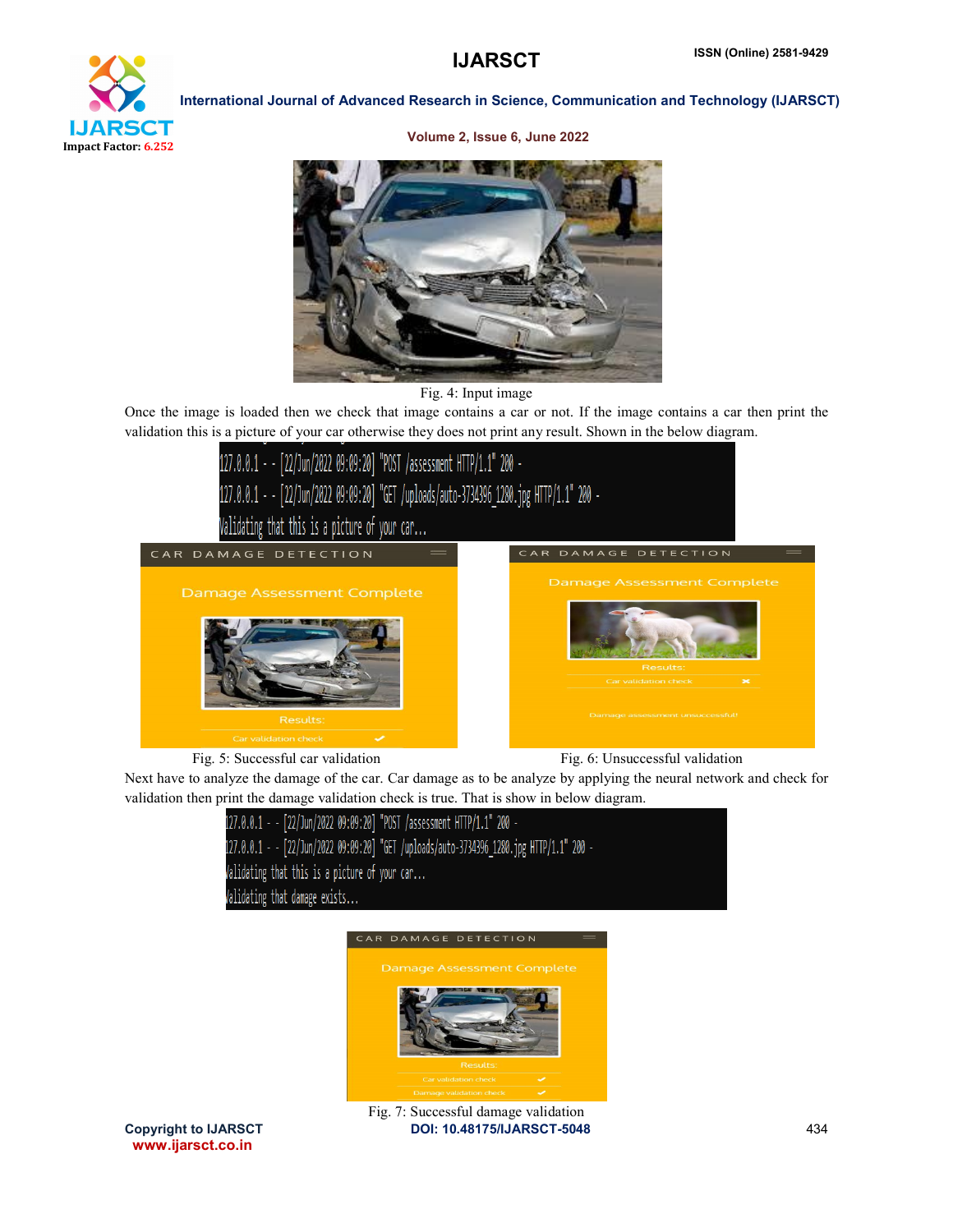Fig. 4: Input image

Once the image is loaded then we check that image contains a car or not. If the image contains a car then print the validation this is a picture of your car otherwise they does not print any result. Shown in the below diagram.

```
127.0.0.1 - - [22/Jun/2022 09:09:20] "POST /assessment HTTP/1.1" 200 -
127.0.0.1 - - [22/Jun/2022 09:09:20] "GET /uploads/auto-3734396_1280.jpg HTTP/1.1" 200 -
Validating that this is a picture of your car...
```

Fig. 5: Successful car validation

Fig. 6: Unsuccessful validation

Next have to analyze the damage of the car. Car damage as to be analyze by applying the neural network and check for validation then print the damage validation check is true. That is show in below diagram.

```
127.0.0.1 - - [22/Jun/2022 09:09:20] "POST /assessment HTTP/1.1" 200 -
127.0.0.1 - - [22/Jun/2022 09:09:20] "GET /uploads/auto-3734396_1280.jpg HTTP/1.1" 200 -
Validating that this is a picture of your car...
Validating that damage exists...
```

Fig. 7: Successful damage validation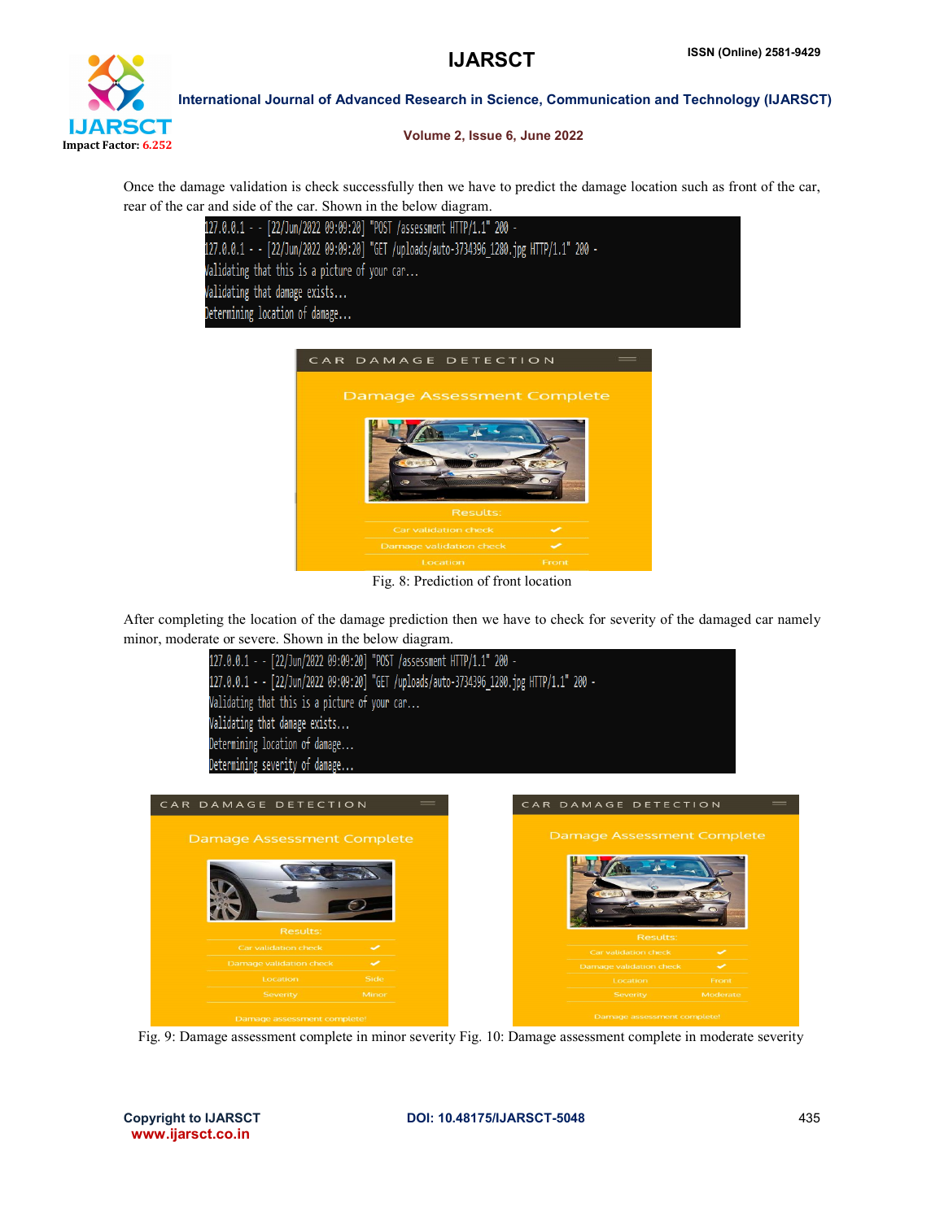Once the damage validation is check successfully then we have to predict the damage location such as front of the car, rear of the car and side of the car. Shown in the below diagram.

```
127.0.0.1 - - [22/Jun/2022 09:09:20] "POST /assessment HTTP/1.1" 200 -
127.0.0.1 - - [22/Jun/2022 09:09:20] "GET /uploads/auto-3734396_1280.jpg HTTP/1.1" 200 -
Validating that this is a picture of your car...
Validating that damage exists...
Determining location of damage...
```

Fig. 8: Prediction of front location

After completing the location of the damage prediction then we have to check for severity of the damaged car namely minor, moderate or severe. Shown in the below diagram.

```
127.0.0.1 - - [22/Jun/2022 09:09:20] "POST /assessment HTTP/1.1" 200 -
127.0.0.1 - - [22/Jun/2022 09:09:20] "GET /uploads/auto-3734396_1280.jpg HTTP/1.1" 200 -
Validating that this is a picture of your car...
Validating that damage exists...
Determining location of damage...
Determining severity of damage...
```

Fig. 9: Damage assessment complete in minor severity Fig. 10: Damage assessment complete in moderate severity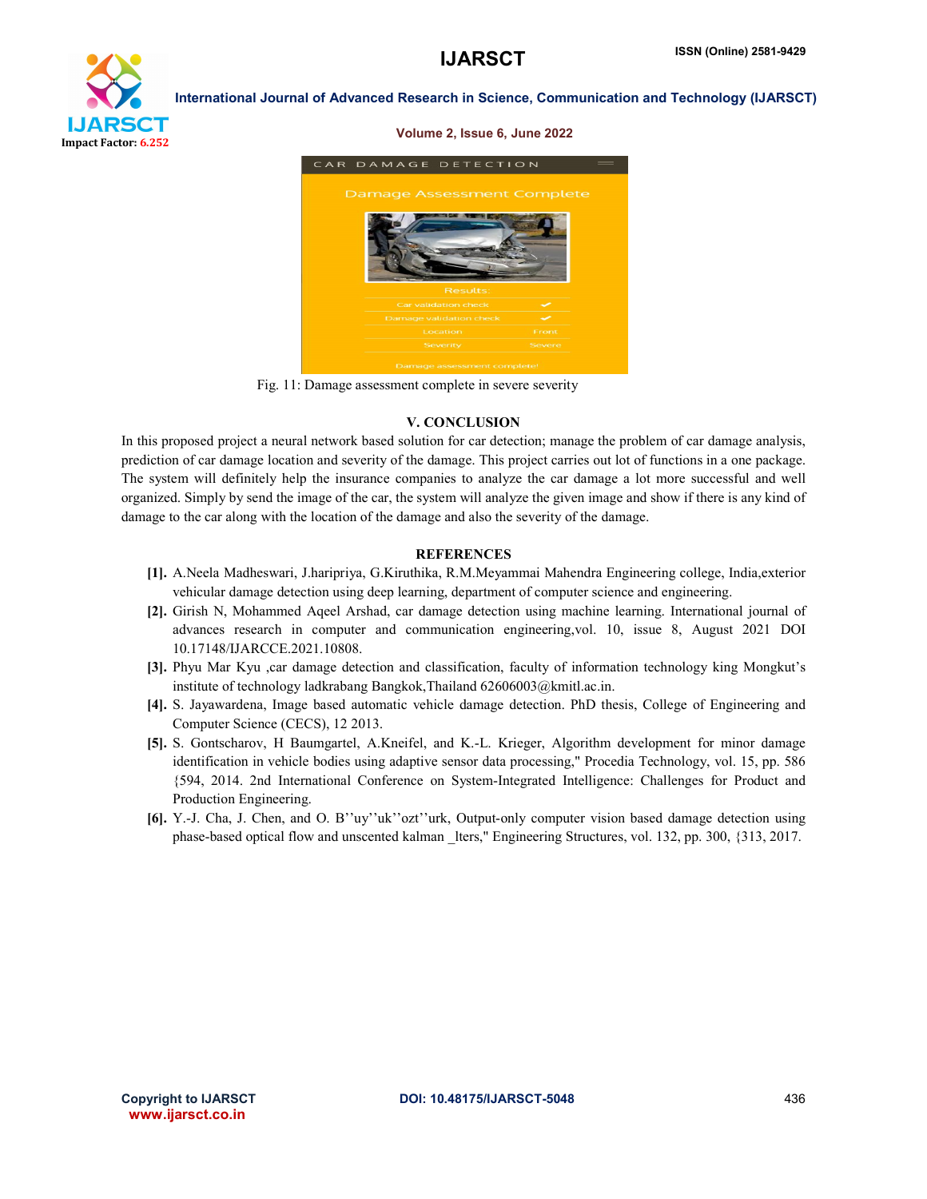Fig. 11: Damage assessment complete in severe severity

## V. CONCLUSION

In this proposed project a neural network based solution for car detection; manage the problem of car damage analysis, prediction of car damage location and severity of the damage. This project carries out lot of functions in a one package. The system will definitely help the insurance companies to analyze the car damage a lot more successful and well organized. Simply by send the image of the car, the system will analyze the given image and show if there is any kind of damage to the car along with the location of the damage and also the severity of the damage.

## REFERENCES

**[1].** A.Neela Madheswari, J.haripriya, G.Kiruthika, R.M.Meyammai Mahendra Engineering college, India,exterior vehicular damage detection using deep learning, department of computer science and engineering.

**[2].** Girish N, Mohammed Aqeel Arshad, car damage detection using machine learning. International journal of advances research in computer and communication engineering,vol. 10, issue 8, August 2021 DOI 10.17148/IJARCCE.2021.10808.

**[3].** Phyu Mar Kyu ,car damage detection and classification, faculty of information technology king Mongkut's institute of technology ladkrabang Bangkok,Thailand 62606003@kmitl.ac.in.

**[4].** S. Jayawardena, Image based automatic vehicle damage detection. PhD thesis, College of Engineering and Computer Science (CECS), 12 2013.

**[5].** S. Gontscharov, H Baumgartel, A.Kneifel, and K.-L. Krieger, Algorithm development for minor damage identification in vehicle bodies using adaptive sensor data processing," Procedia Technology, vol. 15, pp. 586 {594, 2014. 2nd International Conference on System-Integrated Intelligence: Challenges for Product and Production Engineering.

**[6].** Y.-J. Cha, J. Chen, and O. B''uy''uk''ozt''urk, Output-only computer vision based damage detection using phase-based optical flow and unscented kalman _lters," Engineering Structures, vol. 132, pp. 300, {313, 2017.